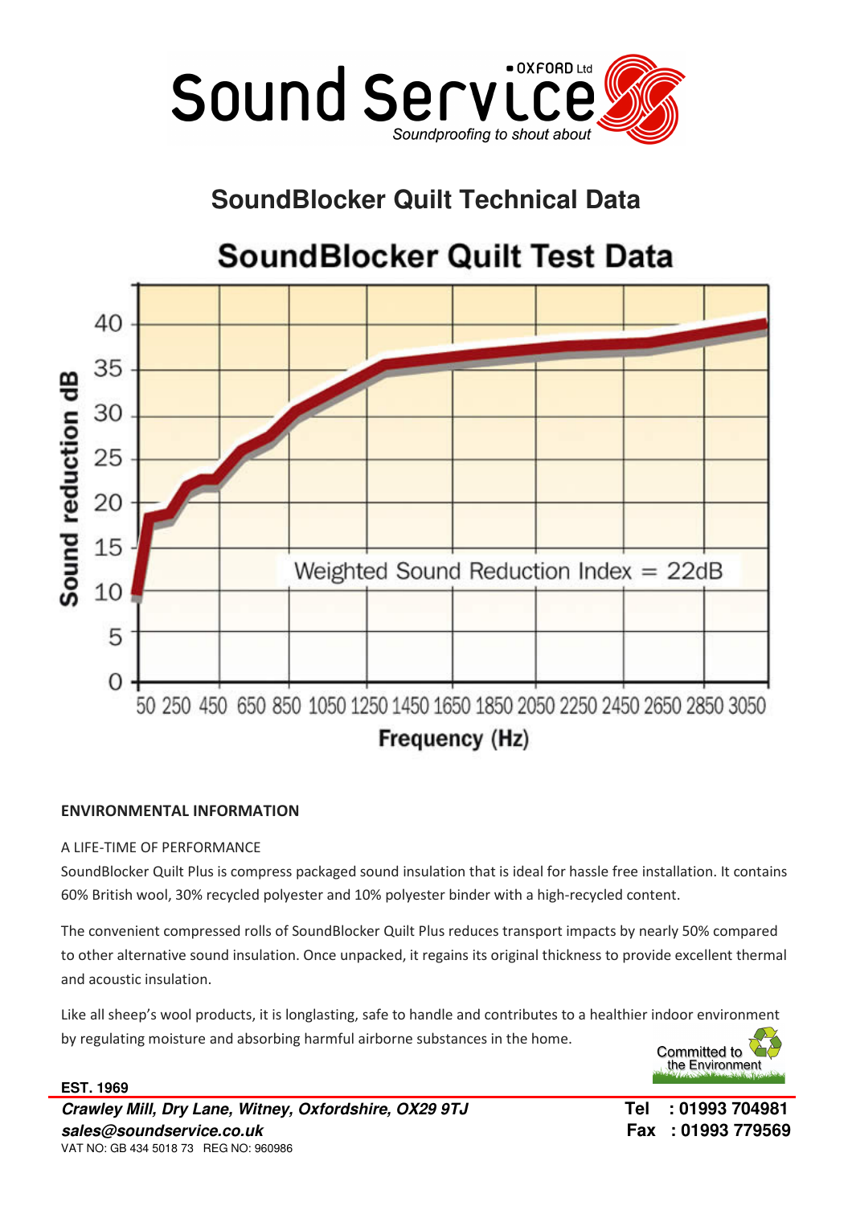# Sound Service OXFORD Ltd

*Soundproofing to shout about*

## SoundBlocker Quilt Technical Data

### SoundBlocker Quilt Test Data

Sound reduction dB

0 5 10 15 20 25 30 35 40

Weighted Sound Reduction Index = 22dB

50 250 450 650 850 1050 1250 1450 1650 1850 2050 2250 2450 2650 2850 3050

Frequency (Hz)

**ENVIRONMENTAL INFORMATION**

A LIFE-TIME OF PERFORMANCE

SoundBlocker Quilt Plus is compress packaged sound insulation that is ideal for hassle free installation. It contains 60% British wool, 30% recycled polyester and 10% polyester binder with a high-recycled content.

The convenient compressed rolls of SoundBlocker Quilt Plus reduces transport impacts by nearly 50% compared to other alternative sound insulation. Once unpacked, it regains its original thickness to provide excellent thermal and acoustic insulation.

Like all sheep's wool products, it is longlasting, safe to handle and contributes to a healthier indoor environment by regulating moisture and absorbing harmful airborne substances in the home.

Committed to the Environment

**EST. 1969**

***Crawley Mill, Dry Lane, Witney, Oxfordshire, OX29 9TJ***
***sales@soundservice.co.uk***
VAT NO: GB 434 5018 73 REG NO: 960986

**Tel : 01993 704981**
**Fax : 01993 779569**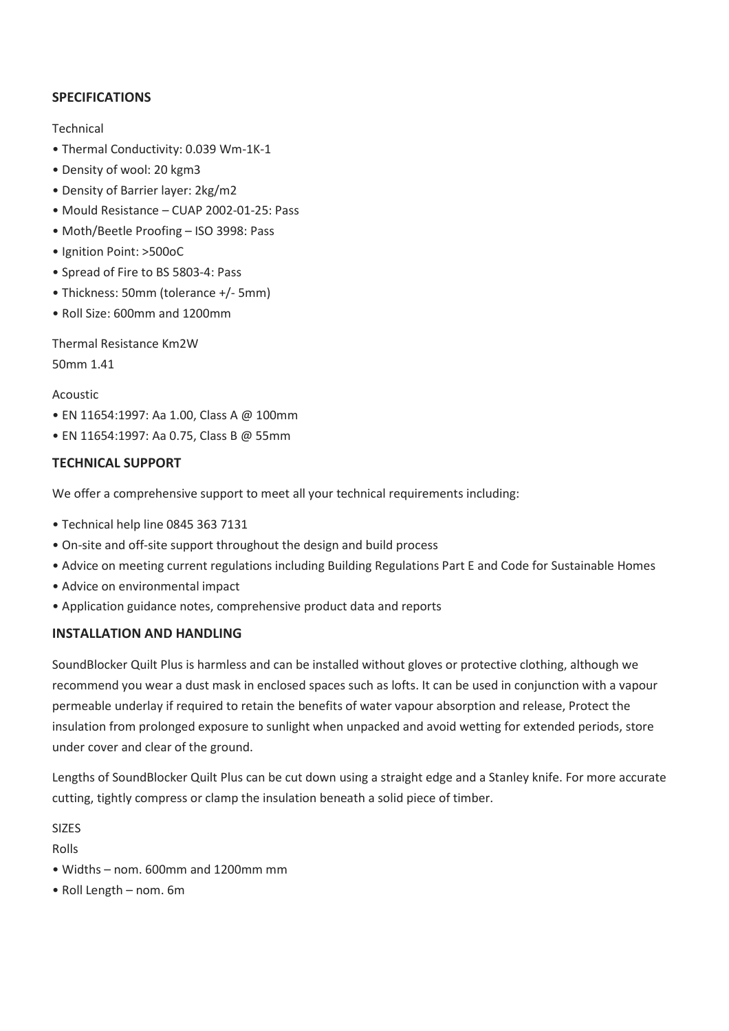## SPECIFICATIONS

Technical

- Thermal Conductivity: 0.039 Wm-1K-1
- Density of wool: 20 kgm3
- Density of Barrier layer: 2kg/m2
- Mould Resistance – CUAP 2002-01-25: Pass
- Moth/Beetle Proofing – ISO 3998: Pass
- Ignition Point: >500oC
- Spread of Fire to BS 5803-4: Pass
- Thickness: 50mm (tolerance +/- 5mm)
- Roll Size: 600mm and 1200mm

Thermal Resistance Km2W

50mm 1.41

Acoustic

- EN 11654:1997: Aa 1.00, Class A @ 100mm
- EN 11654:1997: Aa 0.75, Class B @ 55mm

## TECHNICAL SUPPORT

We offer a comprehensive support to meet all your technical requirements including:

- Technical help line 0845 363 7131
- On-site and off-site support throughout the design and build process
- Advice on meeting current regulations including Building Regulations Part E and Code for Sustainable Homes
- Advice on environmental impact
- Application guidance notes, comprehensive product data and reports

## INSTALLATION AND HANDLING

SoundBlocker Quilt Plus is harmless and can be installed without gloves or protective clothing, although we recommend you wear a dust mask in enclosed spaces such as lofts. It can be used in conjunction with a vapour permeable underlay if required to retain the benefits of water vapour absorption and release, Protect the insulation from prolonged exposure to sunlight when unpacked and avoid wetting for extended periods, store under cover and clear of the ground.

Lengths of SoundBlocker Quilt Plus can be cut down using a straight edge and a Stanley knife. For more accurate cutting, tightly compress or clamp the insulation beneath a solid piece of timber.

SIZES

Rolls

- Widths – nom. 600mm and 1200mm mm
- Roll Length – nom. 6m